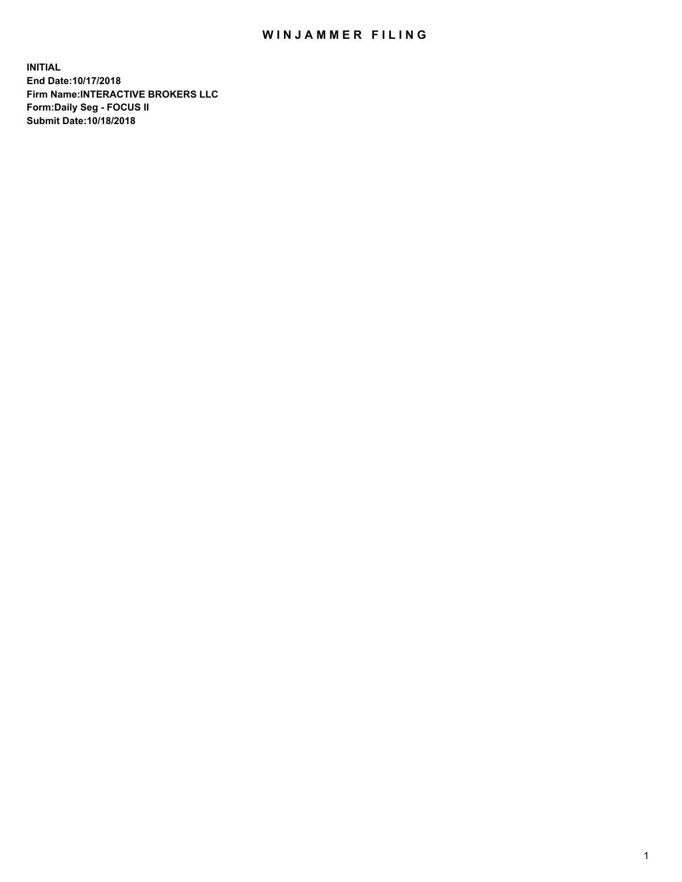# WINJAMMER FILING

**INITIAL**
**End Date:10/17/2018**
**Firm Name:INTERACTIVE BROKERS LLC**
**Form:Daily Seg - FOCUS II**
**Submit Date:10/18/2018**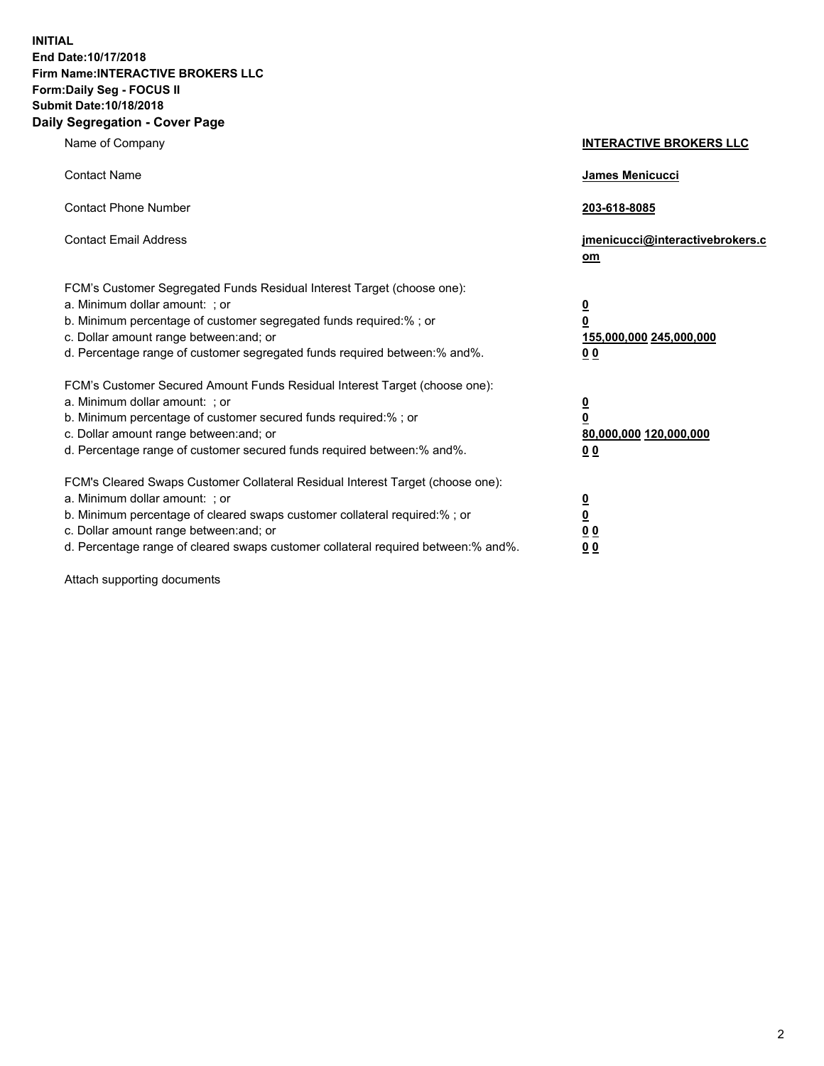**INITIAL**
**End Date:10/17/2018**
**Firm Name:INTERACTIVE BROKERS LLC**
**Form:Daily Seg - FOCUS II**
**Submit Date:10/18/2018**
**Daily Segregation - Cover Page**

| | |
|---|---|
| Name of Company | **INTERACTIVE BROKERS LLC** |
| Contact Name | **James Menicucci** |
| Contact Phone Number | **203-618-8085** |
| Contact Email Address | **jmenicucci@interactivebrokers.com** |
| FCM's Customer Segregated Funds Residual Interest Target (choose one): | |
| a. Minimum dollar amount: ; or | **0** |
| b. Minimum percentage of customer segregated funds required:% ; or | **0** |
| c. Dollar amount range between:and; or | **155,000,000 245,000,000** |
| d. Percentage range of customer segregated funds required between:% and%. | **0 0** |
| FCM's Customer Secured Amount Funds Residual Interest Target (choose one): | |
| a. Minimum dollar amount: ; or | **0** |
| b. Minimum percentage of customer secured funds required:% ; or | **0** |
| c. Dollar amount range between:and; or | **80,000,000 120,000,000** |
| d. Percentage range of customer secured funds required between:% and%. | **0 0** |
| FCM's Cleared Swaps Customer Collateral Residual Interest Target (choose one): | |
| a. Minimum dollar amount: ; or | **0** |
| b. Minimum percentage of cleared swaps customer collateral required:% ; or | **0** |
| c. Dollar amount range between:and; or | **0 0** |
| d. Percentage range of cleared swaps customer collateral required between:% and%. | **0 0** |

Attach supporting documents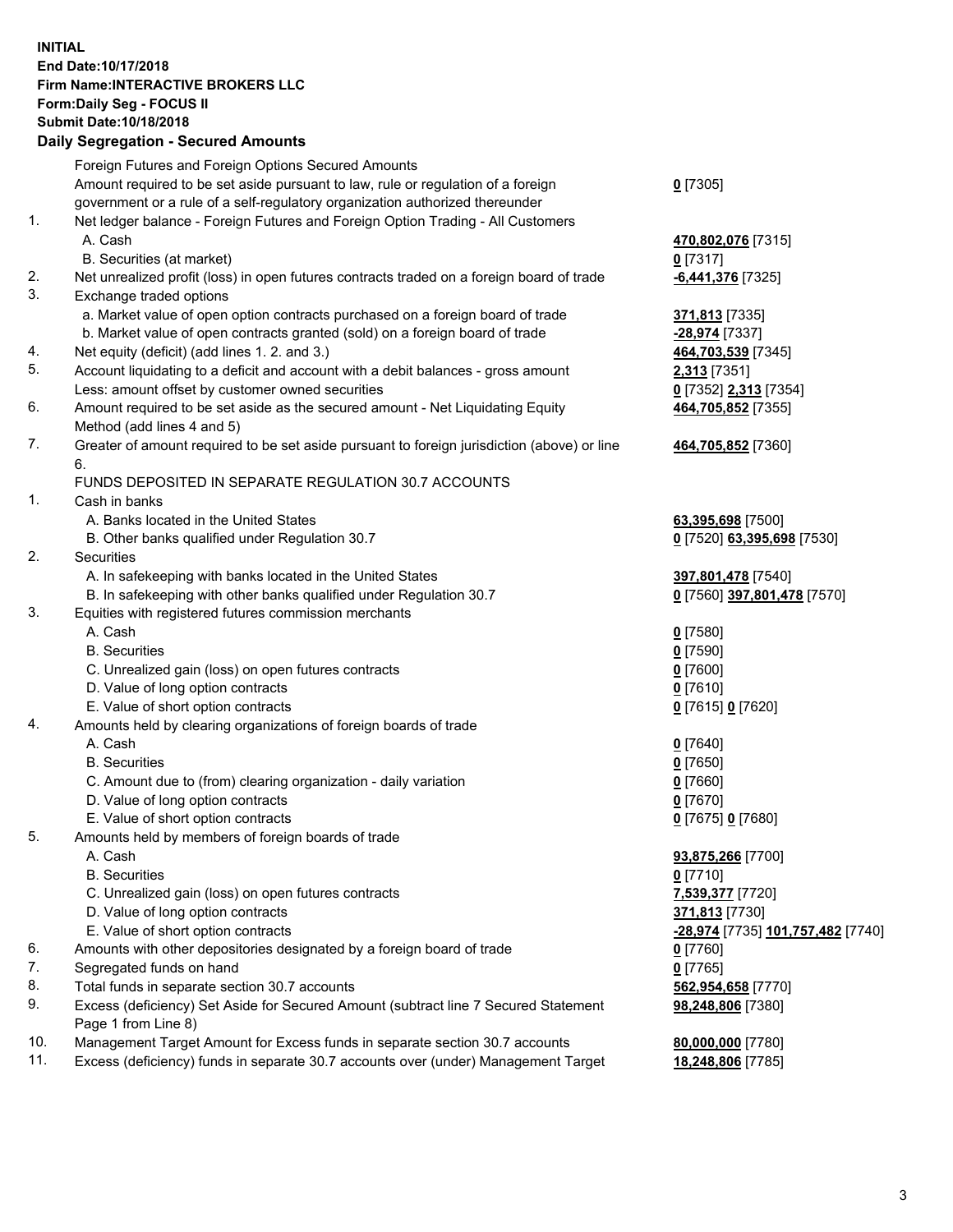**INITIAL**
**End Date:10/17/2018**
**Firm Name:INTERACTIVE BROKERS LLC**
**Form:Daily Seg - FOCUS II**
**Submit Date:10/18/2018**

**Daily Segregation - Secured Amounts**

| | | |
|---|---|---|
| | Foreign Futures and Foreign Options Secured Amounts | |
| | Amount required to be set aside pursuant to law, rule or regulation of a foreign government or a rule of a self-regulatory organization authorized thereunder | **0** [7305] |
| 1. | Net ledger balance - Foreign Futures and Foreign Option Trading - All Customers | |
| | A. Cash | **470,802,076** [7315] |
| | B. Securities (at market) | **0** [7317] |
| 2. | Net unrealized profit (loss) in open futures contracts traded on a foreign board of trade | **-6,441,376** [7325] |
| 3. | Exchange traded options | |
| | a. Market value of open option contracts purchased on a foreign board of trade | **371,813** [7335] |
| | b. Market value of open contracts granted (sold) on a foreign board of trade | **-28,974** [7337] |
| 4. | Net equity (deficit) (add lines 1. 2. and 3.) | **464,703,539** [7345] |
| 5. | Account liquidating to a deficit and account with a debit balances - gross amount | **2,313** [7351] |
| | Less: amount offset by customer owned securities | **0** [7352] **2,313** [7354] |
| 6. | Amount required to be set aside as the secured amount - Net Liquidating Equity Method (add lines 4 and 5) | **464,705,852** [7355] |
| 7. | Greater of amount required to be set aside pursuant to foreign jurisdiction (above) or line 6. | **464,705,852** [7360] |
| | FUNDS DEPOSITED IN SEPARATE REGULATION 30.7 ACCOUNTS | |
| 1. | Cash in banks | |
| | A. Banks located in the United States | **63,395,698** [7500] |
| | B. Other banks qualified under Regulation 30.7 | **0** [7520] **63,395,698** [7530] |
| 2. | Securities | |
| | A. In safekeeping with banks located in the United States | **397,801,478** [7540] |
| | B. In safekeeping with other banks qualified under Regulation 30.7 | **0** [7560] **397,801,478** [7570] |
| 3. | Equities with registered futures commission merchants | |
| | A. Cash | **0** [7580] |
| | B. Securities | **0** [7590] |
| | C. Unrealized gain (loss) on open futures contracts | **0** [7600] |
| | D. Value of long option contracts | **0** [7610] |
| | E. Value of short option contracts | **0** [7615] **0** [7620] |
| 4. | Amounts held by clearing organizations of foreign boards of trade | |
| | A. Cash | **0** [7640] |
| | B. Securities | **0** [7650] |
| | C. Amount due to (from) clearing organization - daily variation | **0** [7660] |
| | D. Value of long option contracts | **0** [7670] |
| | E. Value of short option contracts | **0** [7675] **0** [7680] |
| 5. | Amounts held by members of foreign boards of trade | |
| | A. Cash | **93,875,266** [7700] |
| | B. Securities | **0** [7710] |
| | C. Unrealized gain (loss) on open futures contracts | **7,539,377** [7720] |
| | D. Value of long option contracts | **371,813** [7730] |
| | E. Value of short option contracts | **-28,974** [7735] **101,757,482** [7740] |
| 6. | Amounts with other depositories designated by a foreign board of trade | **0** [7760] |
| 7. | Segregated funds on hand | **0** [7765] |
| 8. | Total funds in separate section 30.7 accounts | **562,954,658** [7770] |
| 9. | Excess (deficiency) Set Aside for Secured Amount (subtract line 7 Secured Statement Page 1 from Line 8) | **98,248,806** [7380] |
| 10. | Management Target Amount for Excess funds in separate section 30.7 accounts | **80,000,000** [7780] |
| 11. | Excess (deficiency) funds in separate 30.7 accounts over (under) Management Target | **18,248,806** [7785] |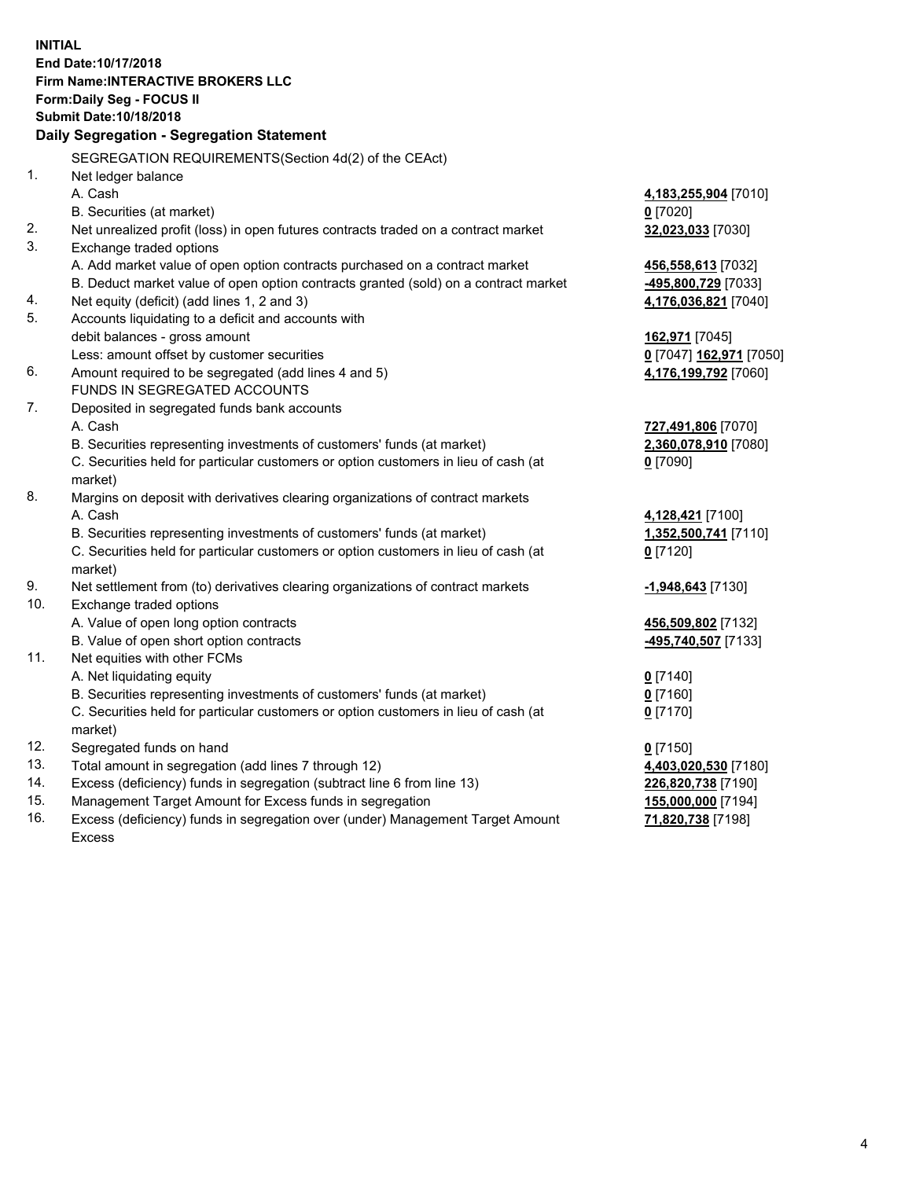**INITIAL**
**End Date:10/17/2018**
**Firm Name:INTERACTIVE BROKERS LLC**
**Form:Daily Seg - FOCUS II**
**Submit Date:10/18/2018**

**Daily Segregation - Segregation Statement**

| | | |
|---|---|---|
| | SEGREGATION REQUIREMENTS(Section 4d(2) of the CEAct) | |
| 1. | Net ledger balance | |
| | A. Cash | **4,183,255,904** [7010] |
| | B. Securities (at market) | **0** [7020] |
| 2. | Net unrealized profit (loss) in open futures contracts traded on a contract market | **32,023,033** [7030] |
| 3. | Exchange traded options | |
| | A. Add market value of open option contracts purchased on a contract market | **456,558,613** [7032] |
| | B. Deduct market value of open option contracts granted (sold) on a contract market | **-495,800,729** [7033] |
| 4. | Net equity (deficit) (add lines 1, 2 and 3) | **4,176,036,821** [7040] |
| 5. | Accounts liquidating to a deficit and accounts with | |
| | debit balances - gross amount | **162,971** [7045] |
| | Less: amount offset by customer securities | **0** [7047] **162,971** [7050] |
| 6. | Amount required to be segregated (add lines 4 and 5) | **4,176,199,792** [7060] |
| | FUNDS IN SEGREGATED ACCOUNTS | |
| 7. | Deposited in segregated funds bank accounts | |
| | A. Cash | **727,491,806** [7070] |
| | B. Securities representing investments of customers' funds (at market) | **2,360,078,910** [7080] |
| | C. Securities held for particular customers or option customers in lieu of cash (at market) | **0** [7090] |
| 8. | Margins on deposit with derivatives clearing organizations of contract markets | |
| | A. Cash | **4,128,421** [7100] |
| | B. Securities representing investments of customers' funds (at market) | **1,352,500,741** [7110] |
| | C. Securities held for particular customers or option customers in lieu of cash (at market) | **0** [7120] |
| 9. | Net settlement from (to) derivatives clearing organizations of contract markets | **-1,948,643** [7130] |
| 10. | Exchange traded options | |
| | A. Value of open long option contracts | **456,509,802** [7132] |
| | B. Value of open short option contracts | **-495,740,507** [7133] |
| 11. | Net equities with other FCMs | |
| | A. Net liquidating equity | **0** [7140] |
| | B. Securities representing investments of customers' funds (at market) | **0** [7160] |
| | C. Securities held for particular customers or option customers in lieu of cash (at market) | **0** [7170] |
| 12. | Segregated funds on hand | **0** [7150] |
| 13. | Total amount in segregation (add lines 7 through 12) | **4,403,020,530** [7180] |
| 14. | Excess (deficiency) funds in segregation (subtract line 6 from line 13) | **226,820,738** [7190] |
| 15. | Management Target Amount for Excess funds in segregation | **155,000,000** [7194] |
| 16. | Excess (deficiency) funds in segregation over (under) Management Target Amount Excess | **71,820,738** [7198] |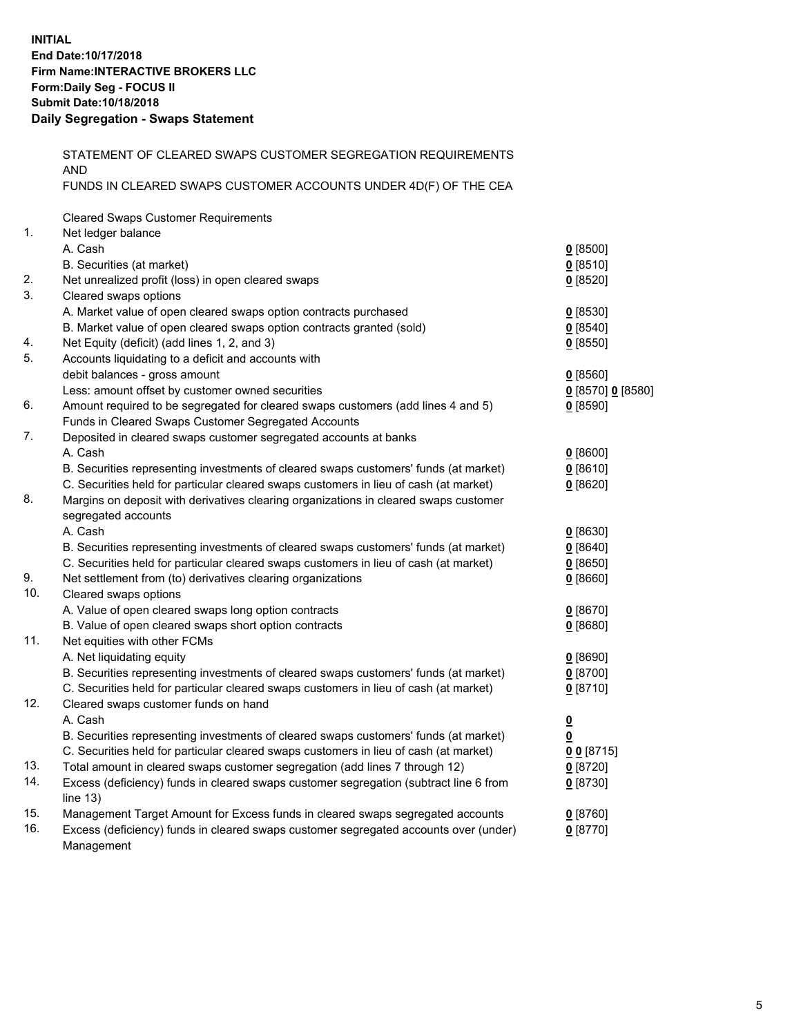**INITIAL**
**End Date:10/17/2018**
**Firm Name:INTERACTIVE BROKERS LLC**
**Form:Daily Seg - FOCUS II**
**Submit Date:10/18/2018**
**Daily Segregation - Swaps Statement**

STATEMENT OF CLEARED SWAPS CUSTOMER SEGREGATION REQUIREMENTS AND FUNDS IN CLEARED SWAPS CUSTOMER ACCOUNTS UNDER 4D(F) OF THE CEA

| | | |
|---|---|---|
| | Cleared Swaps Customer Requirements | |
| 1. | Net ledger balance | |
| | A. Cash | 0 [8500] |
| | B. Securities (at market) | 0 [8510] |
| 2. | Net unrealized profit (loss) in open cleared swaps | 0 [8520] |
| 3. | Cleared swaps options | |
| | A. Market value of open cleared swaps option contracts purchased | 0 [8530] |
| | B. Market value of open cleared swaps option contracts granted (sold) | 0 [8540] |
| 4. | Net Equity (deficit) (add lines 1, 2, and 3) | 0 [8550] |
| 5. | Accounts liquidating to a deficit and accounts with debit balances - gross amount | 0 [8560] |
| | Less: amount offset by customer owned securities | 0 [8570] 0 [8580] |
| 6. | Amount required to be segregated for cleared swaps customers (add lines 4 and 5) | 0 [8590] |
| | Funds in Cleared Swaps Customer Segregated Accounts | |
| 7. | Deposited in cleared swaps customer segregated accounts at banks | |
| | A. Cash | 0 [8600] |
| | B. Securities representing investments of cleared swaps customers' funds (at market) | 0 [8610] |
| | C. Securities held for particular cleared swaps customers in lieu of cash (at market) | 0 [8620] |
| 8. | Margins on deposit with derivatives clearing organizations in cleared swaps customer segregated accounts | |
| | A. Cash | 0 [8630] |
| | B. Securities representing investments of cleared swaps customers' funds (at market) | 0 [8640] |
| | C. Securities held for particular cleared swaps customers in lieu of cash (at market) | 0 [8650] |
| 9. | Net settlement from (to) derivatives clearing organizations | 0 [8660] |
| 10. | Cleared swaps options | |
| | A. Value of open cleared swaps long option contracts | 0 [8670] |
| | B. Value of open cleared swaps short option contracts | 0 [8680] |
| 11. | Net equities with other FCMs | |
| | A. Net liquidating equity | 0 [8690] |
| | B. Securities representing investments of cleared swaps customers' funds (at market) | 0 [8700] |
| | C. Securities held for particular cleared swaps customers in lieu of cash (at market) | 0 [8710] |
| 12. | Cleared swaps customer funds on hand | |
| | A. Cash | 0 |
| | B. Securities representing investments of cleared swaps customers' funds (at market) | 0 |
| | C. Securities held for particular cleared swaps customers in lieu of cash (at market) | 0 0 [8715] |
| 13. | Total amount in cleared swaps customer segregation (add lines 7 through 12) | 0 [8720] |
| 14. | Excess (deficiency) funds in cleared swaps customer segregation (subtract line 6 from line 13) | 0 [8730] |
| 15. | Management Target Amount for Excess funds in cleared swaps segregated accounts | 0 [8760] |
| 16. | Excess (deficiency) funds in cleared swaps customer segregated accounts over (under) Management | 0 [8770] |